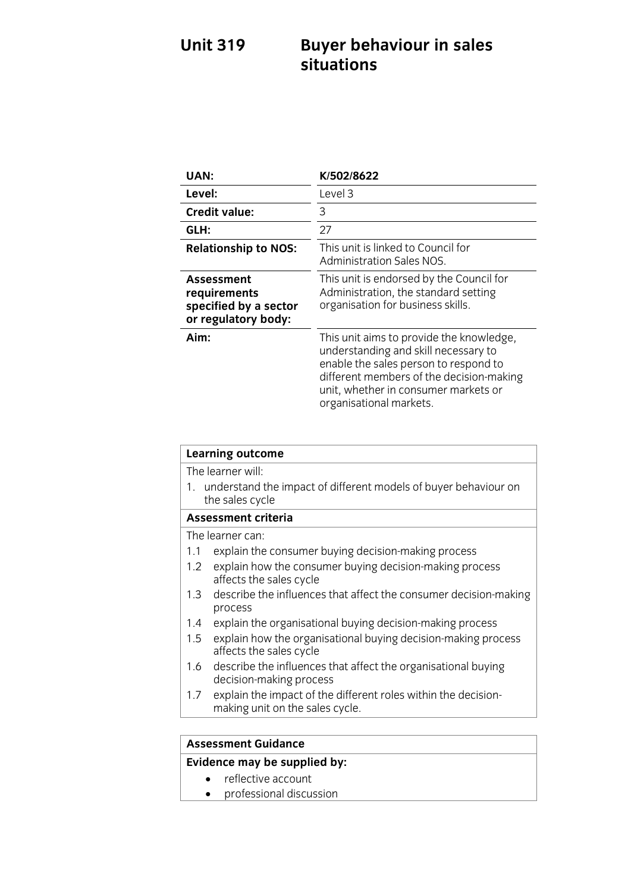# Unit 319 Buyer behaviour in sales situations

| | |
|---|---|
| **UAN:** | **K/502/8622** |
| **Level:** | Level 3 |
| **Credit value:** | 3 |
| **GLH:** | 27 |
| **Relationship to NOS:** | This unit is linked to Council for Administration Sales NOS. |
| **Assessment requirements specified by a sector or regulatory body:** | This unit is endorsed by the Council for Administration, the standard setting organisation for business skills. |
| **Aim:** | This unit aims to provide the knowledge, understanding and skill necessary to enable the sales person to respond to different members of the decision-making unit, whether in consumer markets or organisational markets. |

**Learning outcome**

The learner will:

1. understand the impact of different models of buyer behaviour on the sales cycle

**Assessment criteria**

The learner can:

1.1 explain the consumer buying decision-making process
1.2 explain how the consumer buying decision-making process affects the sales cycle
1.3 describe the influences that affect the consumer decision-making process
1.4 explain the organisational buying decision-making process
1.5 explain how the organisational buying decision-making process affects the sales cycle
1.6 describe the influences that affect the organisational buying decision-making process
1.7 explain the impact of the different roles within the decision-making unit on the sales cycle.

**Assessment Guidance**

**Evidence may be supplied by:**

- reflective account
- professional discussion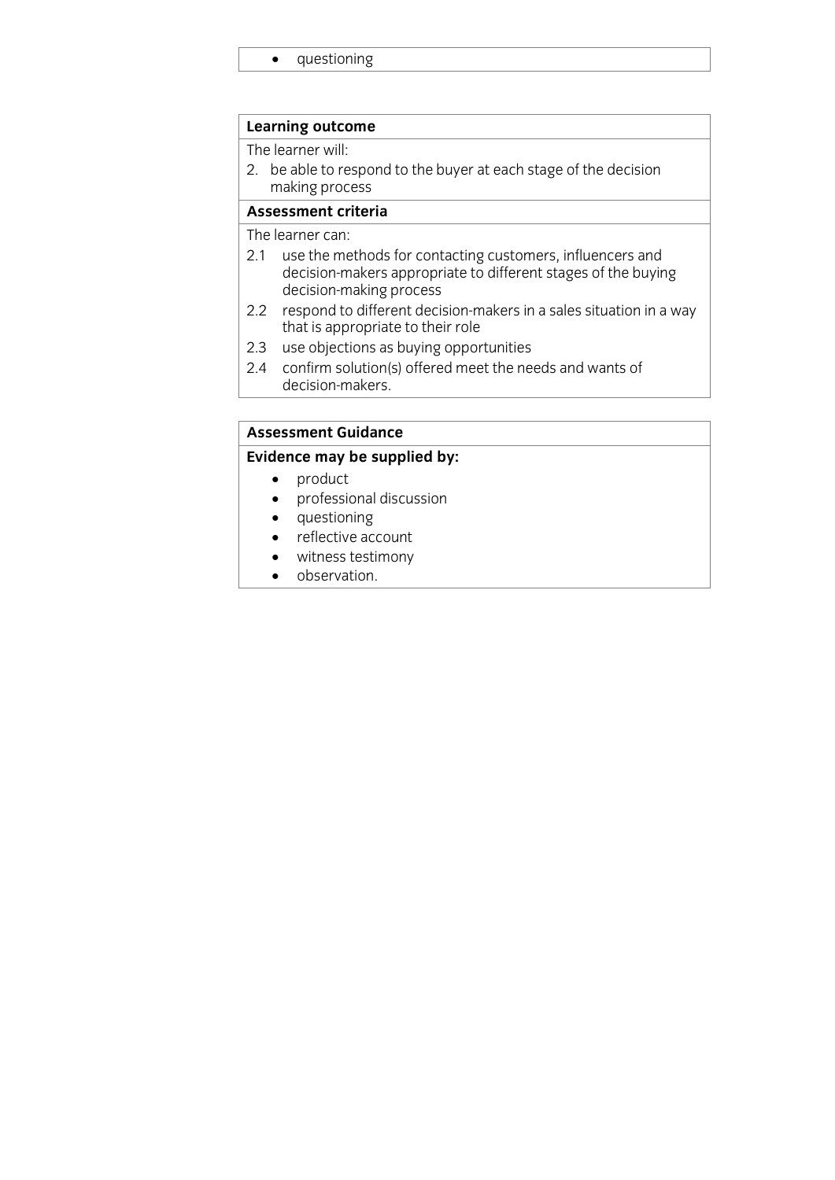- questioning

**Learning outcome**

The learner will:

2. be able to respond to the buyer at each stage of the decision making process

**Assessment criteria**

The learner can:

2.1 use the methods for contacting customers, influencers and decision-makers appropriate to different stages of the buying decision-making process

2.2 respond to different decision-makers in a sales situation in a way that is appropriate to their role

2.3 use objections as buying opportunities

2.4 confirm solution(s) offered meet the needs and wants of decision-makers.

**Assessment Guidance**

**Evidence may be supplied by:**

- product
- professional discussion
- questioning
- reflective account
- witness testimony
- observation.